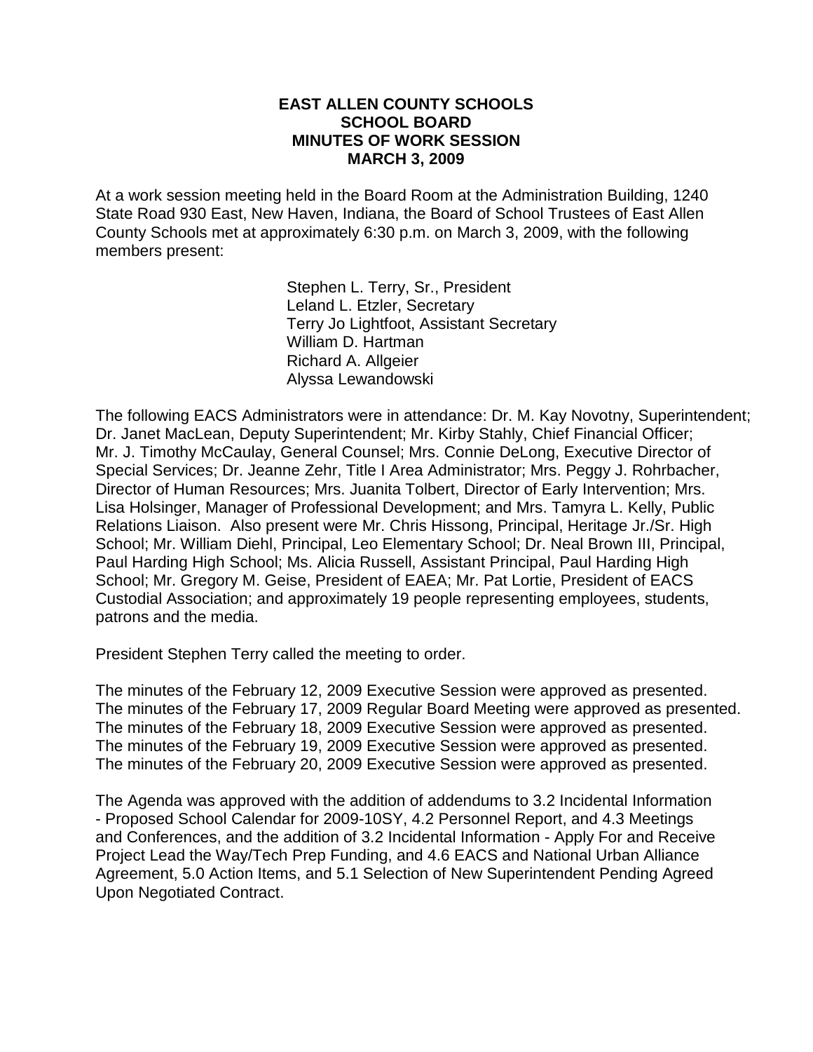# EAST ALLEN COUNTY SCHOOLS
## SCHOOL BOARD
## MINUTES OF WORK SESSION
## MARCH 3, 2009

At a work session meeting held in the Board Room at the Administration Building, 1240 State Road 930 East, New Haven, Indiana, the Board of School Trustees of East Allen County Schools met at approximately 6:30 p.m. on March 3, 2009, with the following members present:

Stephen L. Terry, Sr., President
Leland L. Etzler, Secretary
Terry Jo Lightfoot, Assistant Secretary
William D. Hartman
Richard A. Allgeier
Alyssa Lewandowski

The following EACS Administrators were in attendance: Dr. M. Kay Novotny, Superintendent; Dr. Janet MacLean, Deputy Superintendent; Mr. Kirby Stahly, Chief Financial Officer; Mr. J. Timothy McCaulay, General Counsel; Mrs. Connie DeLong, Executive Director of Special Services; Dr. Jeanne Zehr, Title I Area Administrator; Mrs. Peggy J. Rohrbacher, Director of Human Resources; Mrs. Juanita Tolbert, Director of Early Intervention; Mrs. Lisa Holsinger, Manager of Professional Development; and Mrs. Tamyra L. Kelly, Public Relations Liaison. Also present were Mr. Chris Hissong, Principal, Heritage Jr./Sr. High School; Mr. William Diehl, Principal, Leo Elementary School; Dr. Neal Brown III, Principal, Paul Harding High School; Ms. Alicia Russell, Assistant Principal, Paul Harding High School; Mr. Gregory M. Geise, President of EAEA; Mr. Pat Lortie, President of EACS Custodial Association; and approximately 19 people representing employees, students, patrons and the media.

President Stephen Terry called the meeting to order.

The minutes of the February 12, 2009 Executive Session were approved as presented.
The minutes of the February 17, 2009 Regular Board Meeting were approved as presented.
The minutes of the February 18, 2009 Executive Session were approved as presented.
The minutes of the February 19, 2009 Executive Session were approved as presented.
The minutes of the February 20, 2009 Executive Session were approved as presented.

The Agenda was approved with the addition of addendums to 3.2 Incidental Information - Proposed School Calendar for 2009-10SY, 4.2 Personnel Report, and 4.3 Meetings and Conferences, and the addition of 3.2 Incidental Information - Apply For and Receive Project Lead the Way/Tech Prep Funding, and 4.6 EACS and National Urban Alliance Agreement, 5.0 Action Items, and 5.1 Selection of New Superintendent Pending Agreed Upon Negotiated Contract.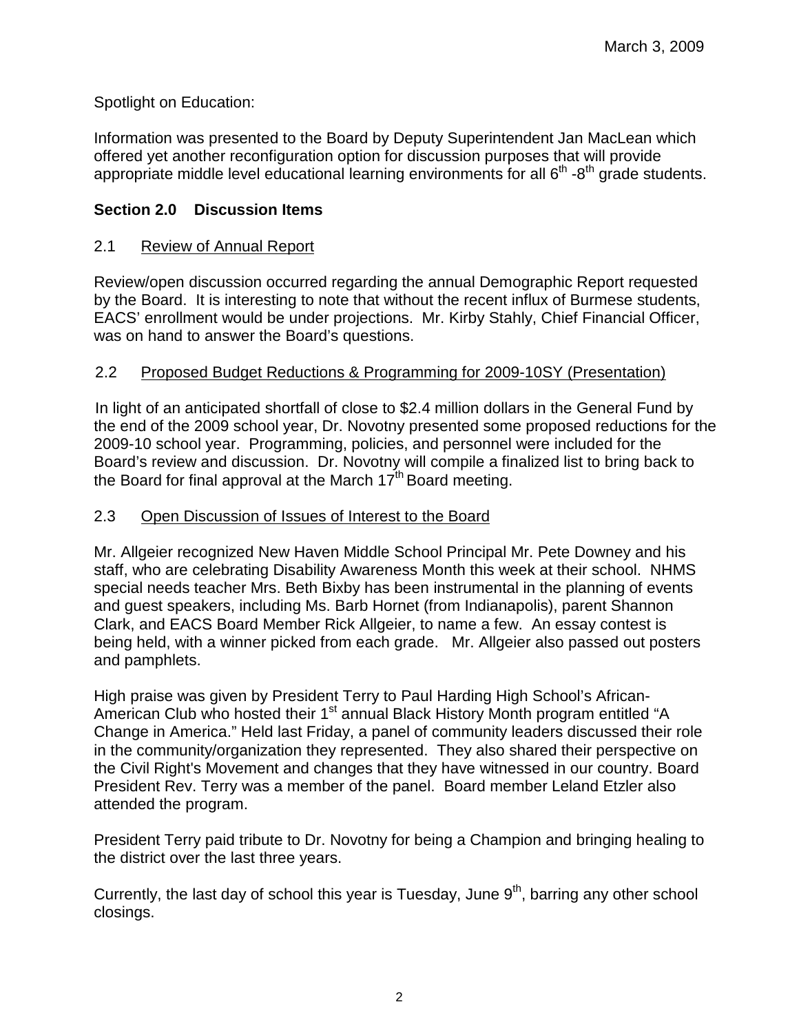Spotlight on Education:

Information was presented to the Board by Deputy Superintendent Jan MacLean which offered yet another reconfiguration option for discussion purposes that will provide appropriate middle level educational learning environments for all 6th -8th grade students.

## Section 2.0 Discussion Items

### 2.1 Review of Annual Report

Review/open discussion occurred regarding the annual Demographic Report requested by the Board. It is interesting to note that without the recent influx of Burmese students, EACS' enrollment would be under projections. Mr. Kirby Stahly, Chief Financial Officer, was on hand to answer the Board's questions.

### 2.2 Proposed Budget Reductions & Programming for 2009-10SY (Presentation)

In light of an anticipated shortfall of close to $2.4 million dollars in the General Fund by the end of the 2009 school year, Dr. Novotny presented some proposed reductions for the 2009-10 school year. Programming, policies, and personnel were included for the Board's review and discussion. Dr. Novotny will compile a finalized list to bring back to the Board for final approval at the March 17th Board meeting.

### 2.3 Open Discussion of Issues of Interest to the Board

Mr. Allgeier recognized New Haven Middle School Principal Mr. Pete Downey and his staff, who are celebrating Disability Awareness Month this week at their school. NHMS special needs teacher Mrs. Beth Bixby has been instrumental in the planning of events and guest speakers, including Ms. Barb Hornet (from Indianapolis), parent Shannon Clark, and EACS Board Member Rick Allgeier, to name a few. An essay contest is being held, with a winner picked from each grade. Mr. Allgeier also passed out posters and pamphlets.

High praise was given by President Terry to Paul Harding High School's African-American Club who hosted their 1st annual Black History Month program entitled "A Change in America." Held last Friday, a panel of community leaders discussed their role in the community/organization they represented. They also shared their perspective on the Civil Right's Movement and changes that they have witnessed in our country. Board President Rev. Terry was a member of the panel. Board member Leland Etzler also attended the program.

President Terry paid tribute to Dr. Novotny for being a Champion and bringing healing to the district over the last three years.

Currently, the last day of school this year is Tuesday, June 9th, barring any other school closings.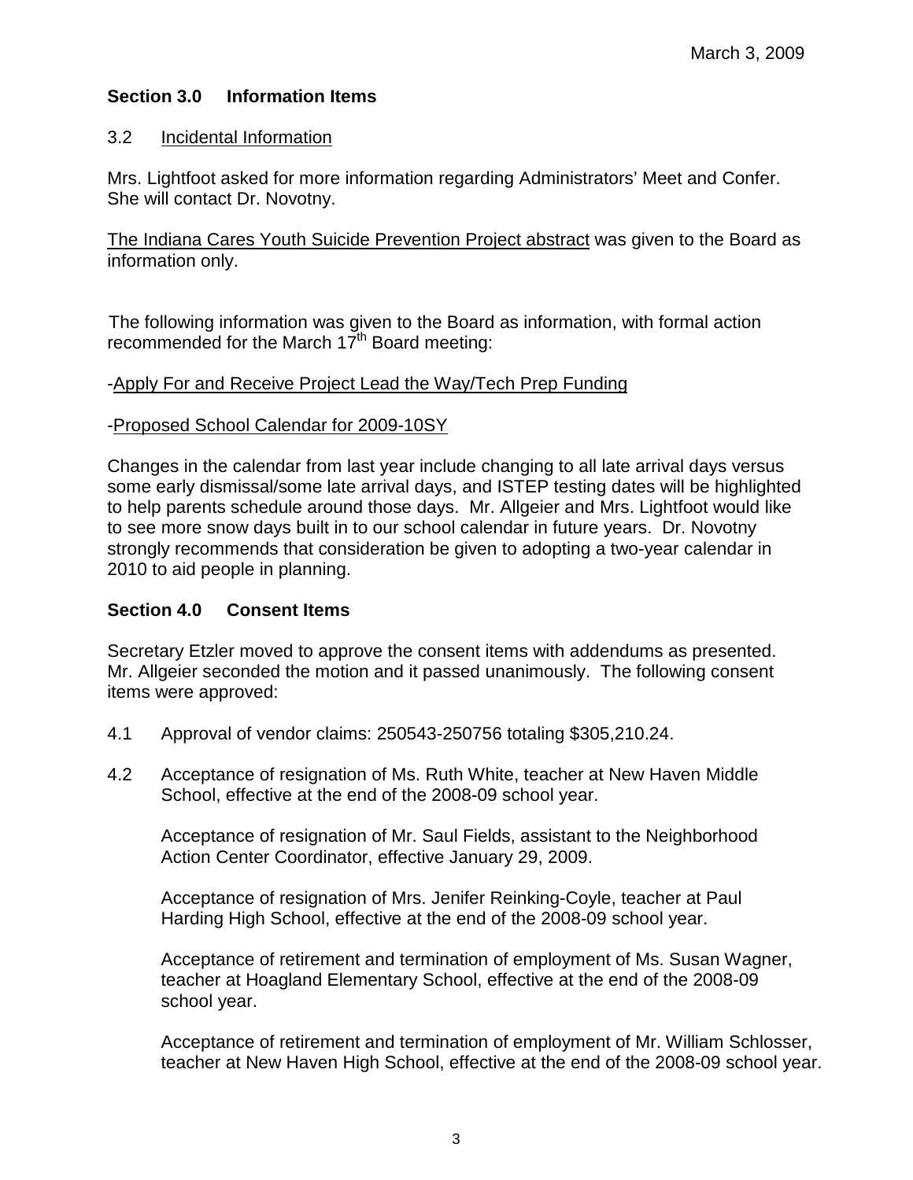March 3, 2009

## Section 3.0 Information Items

### 3.2 Incidental Information

Mrs. Lightfoot asked for more information regarding Administrators' Meet and Confer. She will contact Dr. Novotny.

The Indiana Cares Youth Suicide Prevention Project abstract was given to the Board as information only.

The following information was given to the Board as information, with formal action recommended for the March 17th Board meeting:

-Apply For and Receive Project Lead the Way/Tech Prep Funding

-Proposed School Calendar for 2009-10SY

Changes in the calendar from last year include changing to all late arrival days versus some early dismissal/some late arrival days, and ISTEP testing dates will be highlighted to help parents schedule around those days. Mr. Allgeier and Mrs. Lightfoot would like to see more snow days built in to our school calendar in future years. Dr. Novotny strongly recommends that consideration be given to adopting a two-year calendar in 2010 to aid people in planning.

## Section 4.0 Consent Items

Secretary Etzler moved to approve the consent items with addendums as presented. Mr. Allgeier seconded the motion and it passed unanimously. The following consent items were approved:

4.1 Approval of vendor claims: 250543-250756 totaling $305,210.24.

4.2 Acceptance of resignation of Ms. Ruth White, teacher at New Haven Middle School, effective at the end of the 2008-09 school year.

Acceptance of resignation of Mr. Saul Fields, assistant to the Neighborhood Action Center Coordinator, effective January 29, 2009.

Acceptance of resignation of Mrs. Jenifer Reinking-Coyle, teacher at Paul Harding High School, effective at the end of the 2008-09 school year.

Acceptance of retirement and termination of employment of Ms. Susan Wagner, teacher at Hoagland Elementary School, effective at the end of the 2008-09 school year.

Acceptance of retirement and termination of employment of Mr. William Schlosser, teacher at New Haven High School, effective at the end of the 2008-09 school year.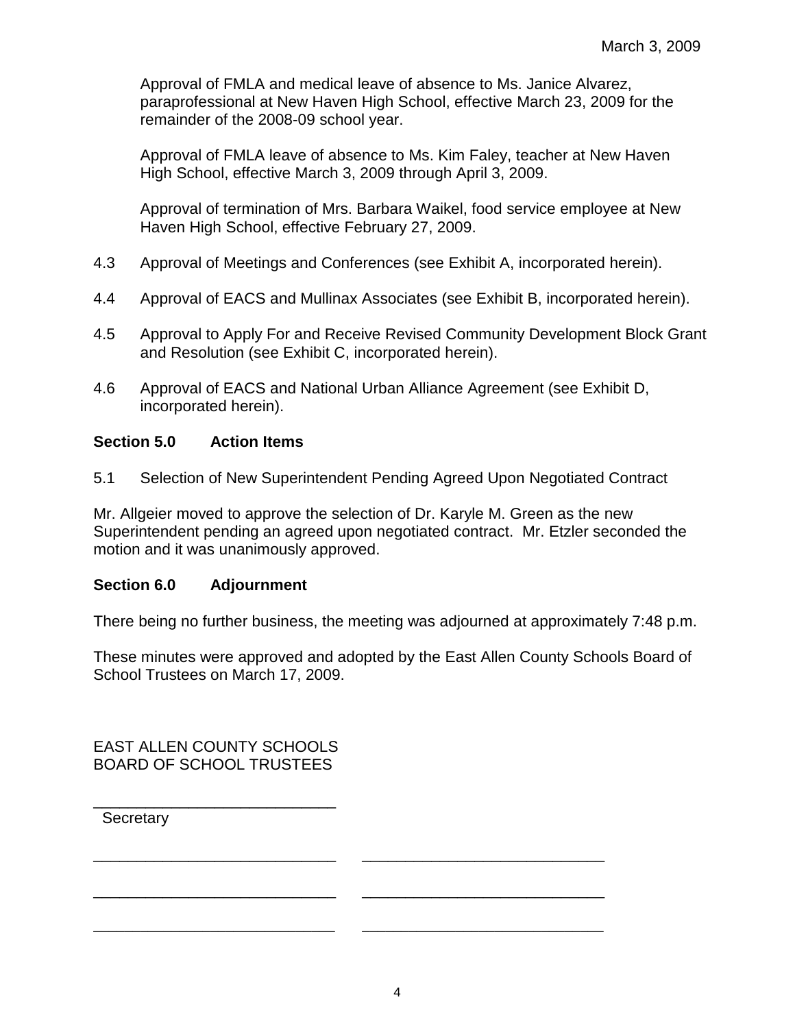Approval of FMLA and medical leave of absence to Ms. Janice Alvarez, paraprofessional at New Haven High School, effective March 23, 2009 for the remainder of the 2008-09 school year.

Approval of FMLA leave of absence to Ms. Kim Faley, teacher at New Haven High School, effective March 3, 2009 through April 3, 2009.

Approval of termination of Mrs. Barbara Waikel, food service employee at New Haven High School, effective February 27, 2009.

4.3 Approval of Meetings and Conferences (see Exhibit A, incorporated herein).

4.4 Approval of EACS and Mullinax Associates (see Exhibit B, incorporated herein).

4.5 Approval to Apply For and Receive Revised Community Development Block Grant and Resolution (see Exhibit C, incorporated herein).

4.6 Approval of EACS and National Urban Alliance Agreement (see Exhibit D, incorporated herein).

**Section 5.0 Action Items**

5.1 Selection of New Superintendent Pending Agreed Upon Negotiated Contract

Mr. Allgeier moved to approve the selection of Dr. Karyle M. Green as the new Superintendent pending an agreed upon negotiated contract. Mr. Etzler seconded the motion and it was unanimously approved.

**Section 6.0 Adjournment**

There being no further business, the meeting was adjourned at approximately 7:48 p.m.

These minutes were approved and adopted by the East Allen County Schools Board of School Trustees on March 17, 2009.

EAST ALLEN COUNTY SCHOOLS
BOARD OF SCHOOL TRUSTEES

_____________________________
Secretary

_____________________________ _____________________________

_____________________________ _____________________________

_____________________________ _____________________________